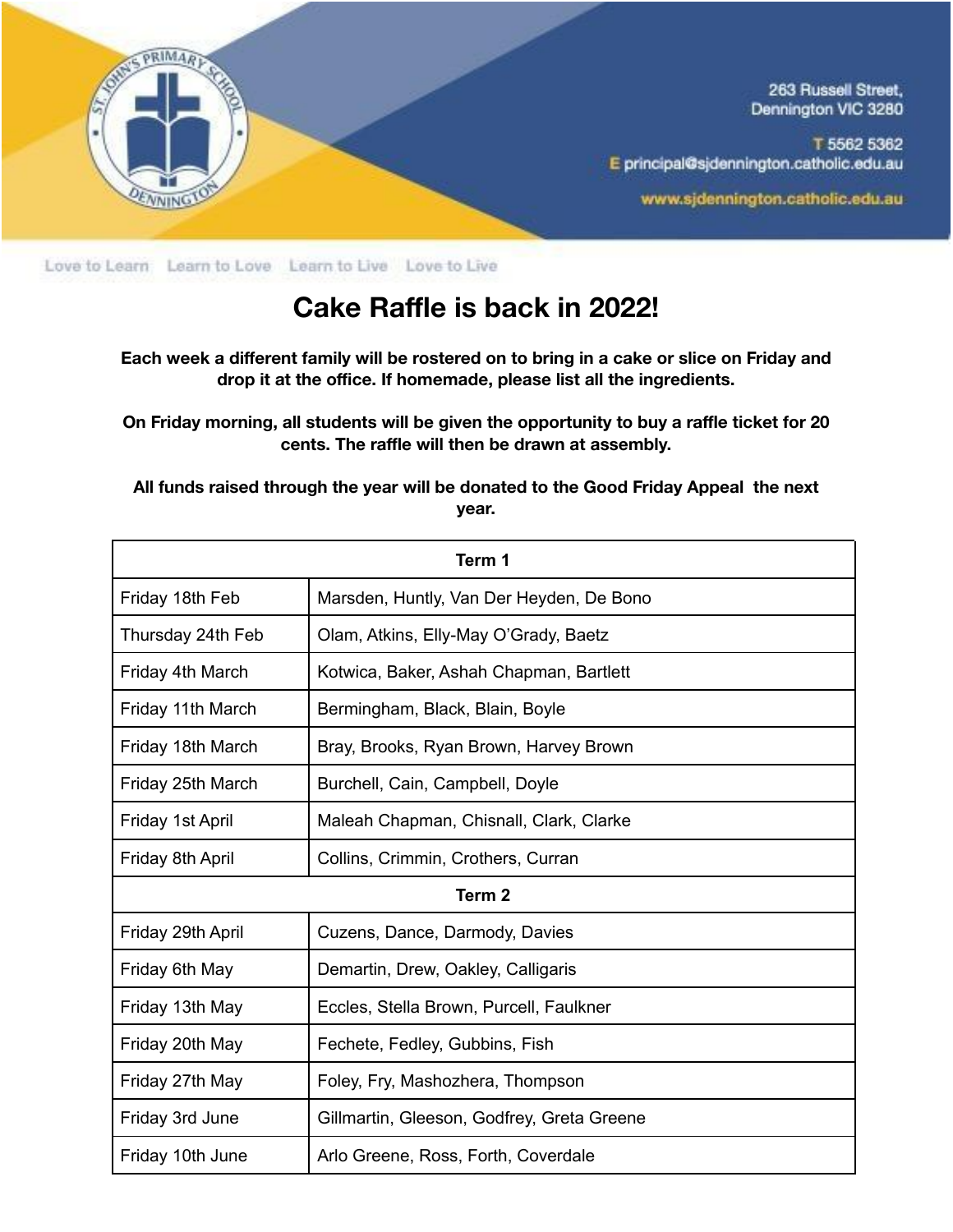263 Russell Street,
Dennington VIC 3280

T 5562 5362
E principal@sjdennington.catholic.edu.au

www.sjdennington.catholic.edu.au

Love to Learn  Learn to Love  Learn to Live  Love to Live

# Cake Raffle is back in 2022!

**Each week a different family will be rostered on to bring in a cake or slice on Friday and drop it at the office. If homemade, please list all the ingredients.**

**On Friday morning, all students will be given the opportunity to buy a raffle ticket for 20 cents. The raffle will then be drawn at assembly.**

**All funds raised through the year will be donated to the Good Friday Appeal the next year.**

| Term 1 | |
|---|---|
| Friday 18th Feb | Marsden, Huntly, Van Der Heyden, De Bono |
| Thursday 24th Feb | Olam, Atkins, Elly-May O'Grady, Baetz |
| Friday 4th March | Kotwica, Baker, Ashah Chapman, Bartlett |
| Friday 11th March | Bermingham, Black, Blain, Boyle |
| Friday 18th March | Bray, Brooks, Ryan Brown, Harvey Brown |
| Friday 25th March | Burchell, Cain, Campbell, Doyle |
| Friday 1st April | Maleah Chapman, Chisnall, Clark, Clarke |
| Friday 8th April | Collins, Crimmin, Crothers, Curran |
| **Term 2** | |
| Friday 29th April | Cuzens, Dance, Darmody, Davies |
| Friday 6th May | Demartin, Drew, Oakley, Calligaris |
| Friday 13th May | Eccles, Stella Brown, Purcell, Faulkner |
| Friday 20th May | Fechete, Fedley, Gubbins, Fish |
| Friday 27th May | Foley, Fry, Mashozhera, Thompson |
| Friday 3rd June | Gillmartin, Gleeson, Godfrey, Greta Greene |
| Friday 10th June | Arlo Greene, Ross, Forth, Coverdale |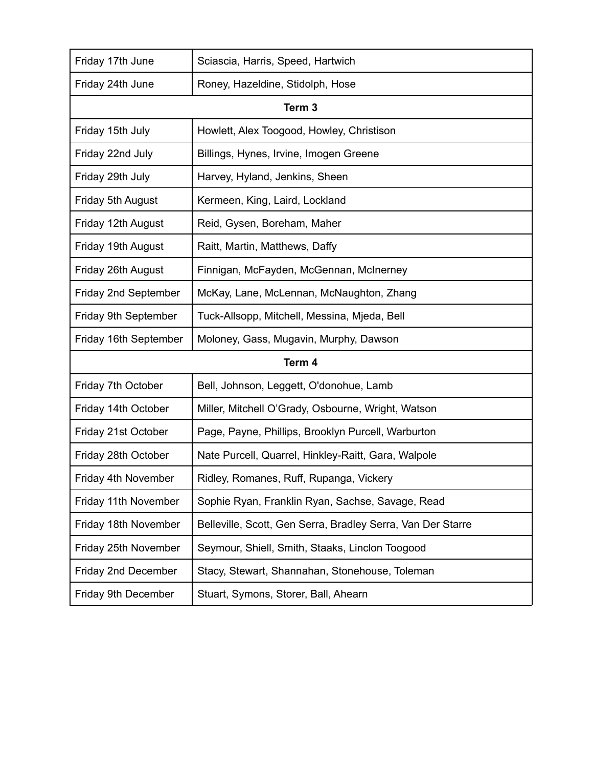| | |
|---|---|
| Friday 17th June | Sciascia, Harris, Speed, Hartwich |
| Friday 24th June | Roney, Hazeldine, Stidolph, Hose |
| **Term 3** | |
| Friday 15th July | Howlett, Alex Toogood, Howley, Christison |
| Friday 22nd July | Billings, Hynes, Irvine, Imogen Greene |
| Friday 29th July | Harvey, Hyland, Jenkins, Sheen |
| Friday 5th August | Kermeen, King, Laird, Lockland |
| Friday 12th August | Reid, Gysen, Boreham, Maher |
| Friday 19th August | Raitt, Martin, Matthews, Daffy |
| Friday 26th August | Finnigan, McFayden, McGennan, McInerney |
| Friday 2nd September | McKay, Lane, McLennan, McNaughton, Zhang |
| Friday 9th September | Tuck-Allsopp, Mitchell, Messina, Mjeda, Bell |
| Friday 16th September | Moloney, Gass, Mugavin, Murphy, Dawson |
| **Term 4** | |
| Friday 7th October | Bell, Johnson, Leggett, O'donohue, Lamb |
| Friday 14th October | Miller, Mitchell O'Grady, Osbourne, Wright, Watson |
| Friday 21st October | Page, Payne, Phillips, Brooklyn Purcell, Warburton |
| Friday 28th October | Nate Purcell, Quarrel, Hinkley-Raitt, Gara, Walpole |
| Friday 4th November | Ridley, Romanes, Ruff, Rupanga, Vickery |
| Friday 11th November | Sophie Ryan, Franklin Ryan, Sachse, Savage, Read |
| Friday 18th November | Belleville, Scott, Gen Serra, Bradley Serra, Van Der Starre |
| Friday 25th November | Seymour, Shiell, Smith, Staaks, Linclon Toogood |
| Friday 2nd December | Stacy, Stewart, Shannahan, Stonehouse, Toleman |
| Friday 9th December | Stuart, Symons, Storer, Ball, Ahearn |